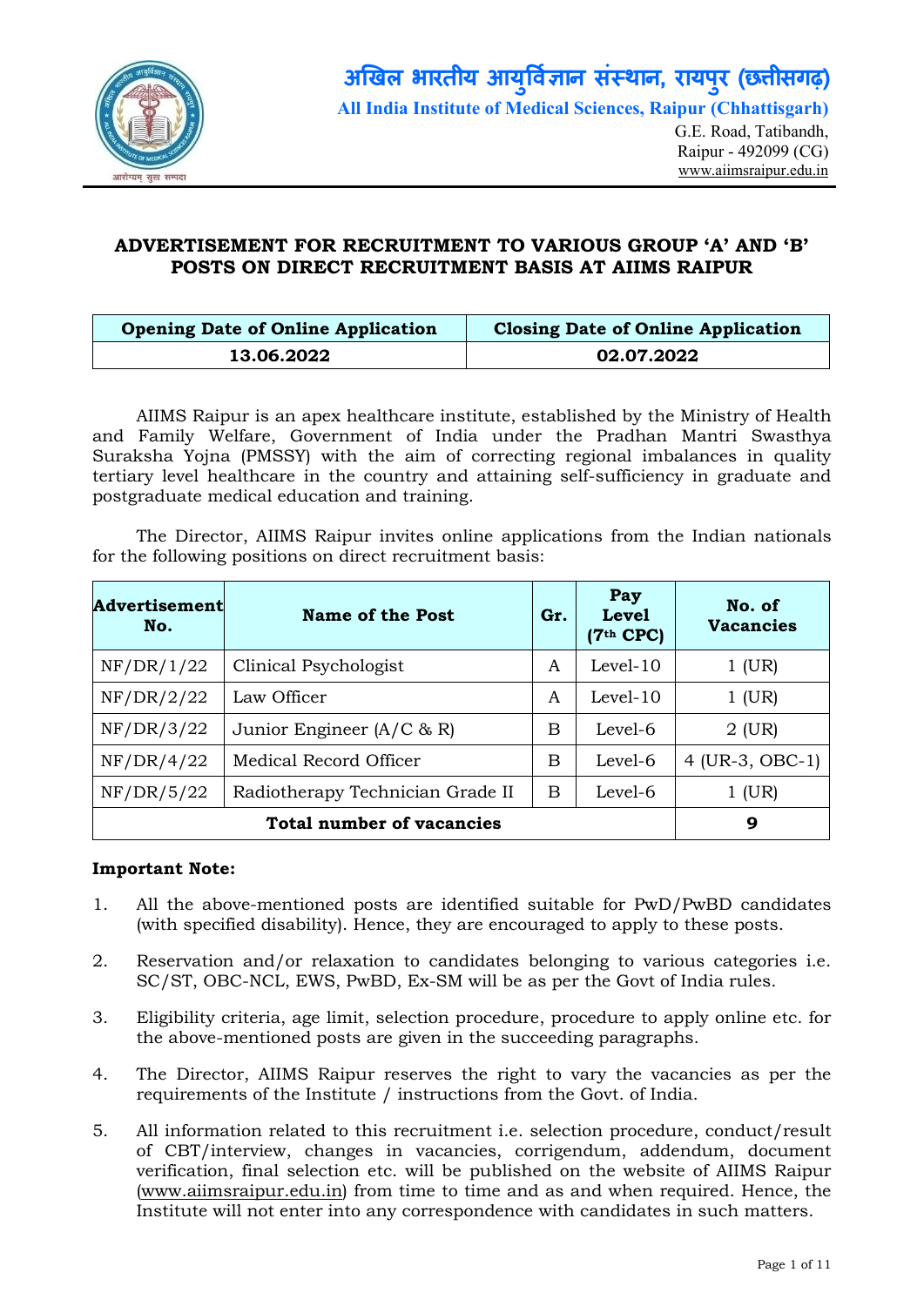# अखिल भारतीय आयुर्विज्ञान संस्थान, रायपुर (छत्तीसगढ़)

**All India Institute of Medical Sciences, Raipur (Chhattisgarh)**

G.E. Road, Tatibandh,
Raipur - 492099 (CG)
www.aiimsraipur.edu.in

## ADVERTISEMENT FOR RECRUITMENT TO VARIOUS GROUP 'A' AND 'B' POSTS ON DIRECT RECRUITMENT BASIS AT AIIMS RAIPUR

| Opening Date of Online Application | Closing Date of Online Application |
|---|---|
| **13.06.2022** | **02.07.2022** |

AIIMS Raipur is an apex healthcare institute, established by the Ministry of Health and Family Welfare, Government of India under the Pradhan Mantri Swasthya Suraksha Yojna (PMSSY) with the aim of correcting regional imbalances in quality tertiary level healthcare in the country and attaining self-sufficiency in graduate and postgraduate medical education and training.

The Director, AIIMS Raipur invites online applications from the Indian nationals for the following positions on direct recruitment basis:

| Advertisement No. | Name of the Post | Gr. | Pay Level (7th CPC) | No. of Vacancies |
|---|---|---|---|---|
| NF/DR/1/22 | Clinical Psychologist | A | Level-10 | 1 (UR) |
| NF/DR/2/22 | Law Officer | A | Level-10 | 1 (UR) |
| NF/DR/3/22 | Junior Engineer (A/C & R) | B | Level-6 | 2 (UR) |
| NF/DR/4/22 | Medical Record Officer | B | Level-6 | 4 (UR-3, OBC-1) |
| NF/DR/5/22 | Radiotherapy Technician Grade II | B | Level-6 | 1 (UR) |
| **Total number of vacancies** | | | | **9** |

**Important Note:**

1. All the above-mentioned posts are identified suitable for PwD/PwBD candidates (with specified disability). Hence, they are encouraged to apply to these posts.
2. Reservation and/or relaxation to candidates belonging to various categories i.e. SC/ST, OBC-NCL, EWS, PwBD, Ex-SM will be as per the Govt of India rules.
3. Eligibility criteria, age limit, selection procedure, procedure to apply online etc. for the above-mentioned posts are given in the succeeding paragraphs.
4. The Director, AIIMS Raipur reserves the right to vary the vacancies as per the requirements of the Institute / instructions from the Govt. of India.
5. All information related to this recruitment i.e. selection procedure, conduct/result of CBT/interview, changes in vacancies, corrigendum, addendum, document verification, final selection etc. will be published on the website of AIIMS Raipur (www.aiimsraipur.edu.in) from time to time and as and when required. Hence, the Institute will not enter into any correspondence with candidates in such matters.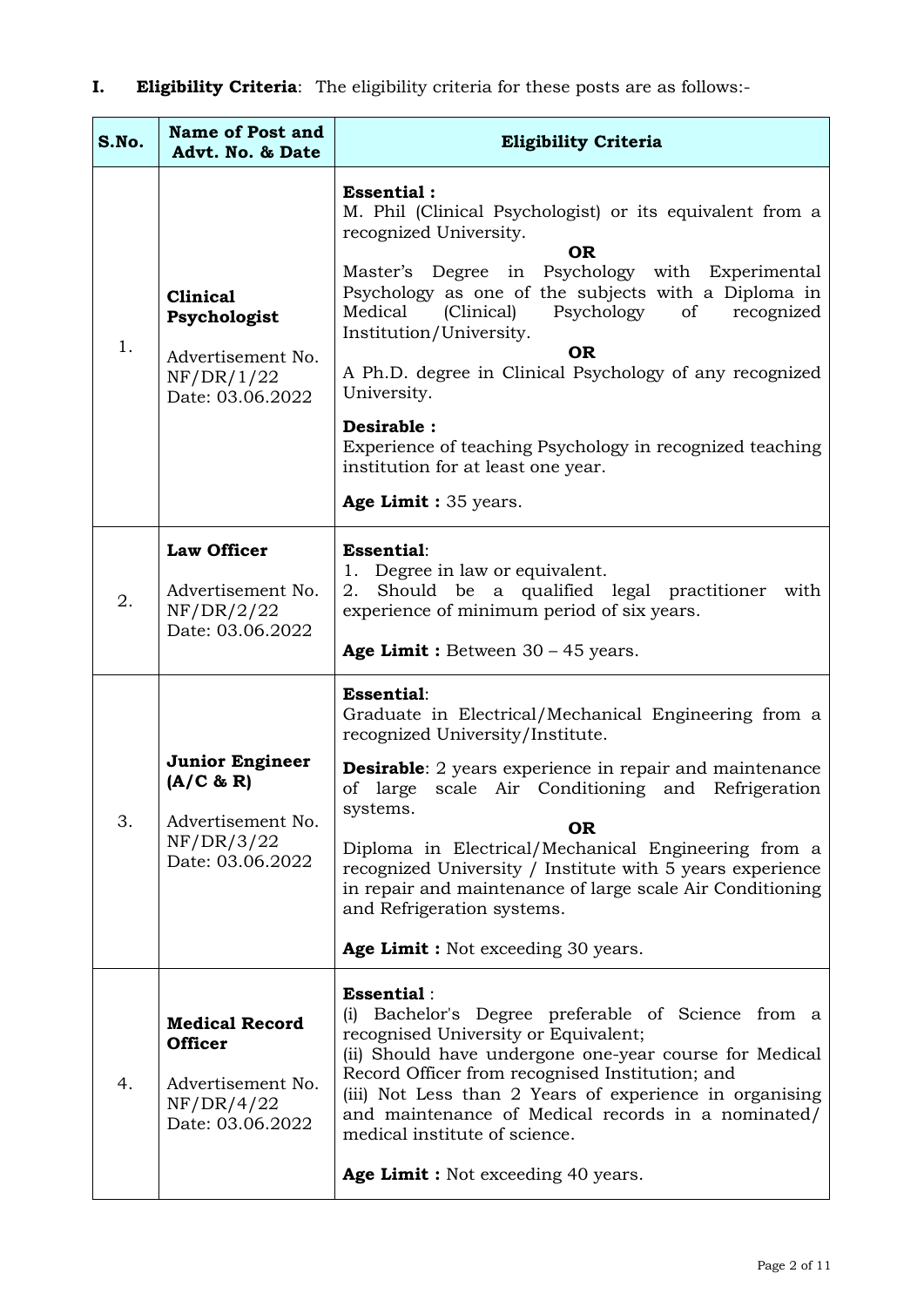**I. Eligibility Criteria**: The eligibility criteria for these posts are as follows:-

| S.No. | Name of Post and Advt. No. & Date | Eligibility Criteria |
|---|---|---|
| 1. | **Clinical Psychologist**<br><br>Advertisement No. NF/DR/1/22<br>Date: 03.06.2022 | **Essential :**<br>M. Phil (Clinical Psychologist) or its equivalent from a recognized University.<br>**OR**<br>Master's Degree in Psychology with Experimental Psychology as one of the subjects with a Diploma in Medical (Clinical) Psychology of recognized Institution/University.<br>**OR**<br>A Ph.D. degree in Clinical Psychology of any recognized University.<br><br>**Desirable :**<br>Experience of teaching Psychology in recognized teaching institution for at least one year.<br><br>**Age Limit :** 35 years. |
| 2. | **Law Officer**<br><br>Advertisement No. NF/DR/2/22<br>Date: 03.06.2022 | **Essential**:<br>1. Degree in law or equivalent.<br>2. Should be a qualified legal practitioner with experience of minimum period of six years.<br><br>**Age Limit :** Between 30 – 45 years. |
| 3. | **Junior Engineer (A/C & R)**<br><br>Advertisement No. NF/DR/3/22<br>Date: 03.06.2022 | **Essential**:<br>Graduate in Electrical/Mechanical Engineering from a recognized University/Institute.<br><br>**Desirable**: 2 years experience in repair and maintenance of large scale Air Conditioning and Refrigeration systems.<br>**OR**<br>Diploma in Electrical/Mechanical Engineering from a recognized University / Institute with 5 years experience in repair and maintenance of large scale Air Conditioning and Refrigeration systems.<br><br>**Age Limit :** Not exceeding 30 years. |
| 4. | **Medical Record Officer**<br><br>Advertisement No. NF/DR/4/22<br>Date: 03.06.2022 | **Essential** :<br>(i) Bachelor's Degree preferable of Science from a recognised University or Equivalent;<br>(ii) Should have undergone one-year course for Medical Record Officer from recognised Institution; and<br>(iii) Not Less than 2 Years of experience in organising and maintenance of Medical records in a nominated/ medical institute of science.<br><br>**Age Limit :** Not exceeding 40 years. |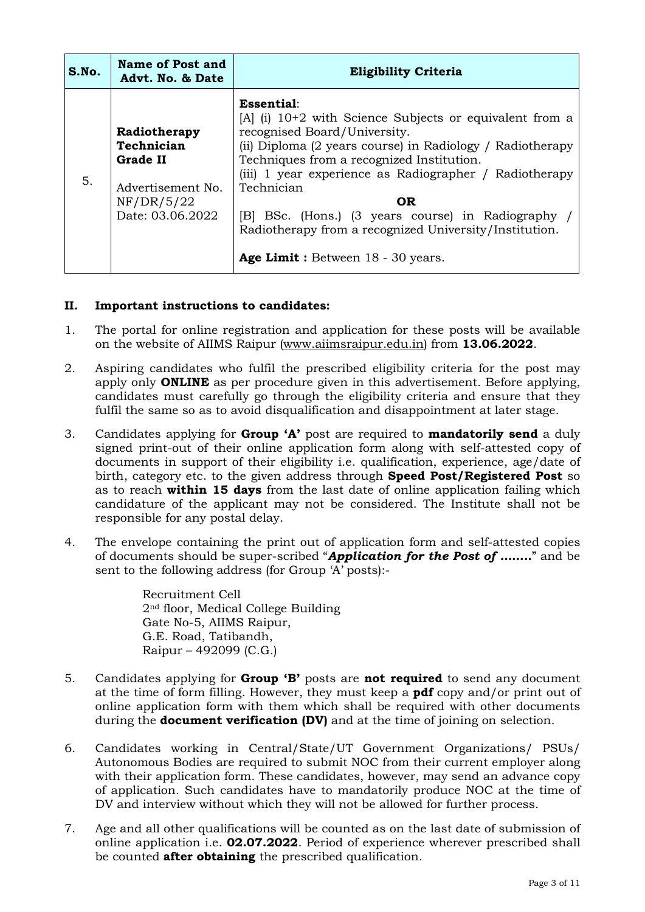| S.No. | Name of Post and Advt. No. & Date | Eligibility Criteria |
|---|---|---|
| 5. | **Radiotherapy Technician Grade II**<br><br>Advertisement No. NF/DR/5/22<br>Date: 03.06.2022 | **Essential**:<br>[A] (i) 10+2 with Science Subjects or equivalent from a recognised Board/University.<br>(ii) Diploma (2 years course) in Radiology / Radiotherapy Techniques from a recognized Institution.<br>(iii) 1 year experience as Radiographer / Radiotherapy Technician<br>**OR**<br>[B] BSc. (Hons.) (3 years course) in Radiography / Radiotherapy from a recognized University/Institution.<br><br>**Age Limit :** Between 18 - 30 years. |

## II. Important instructions to candidates:

1. The portal for online registration and application for these posts will be available on the website of AIIMS Raipur (www.aiimsraipur.edu.in) from **13.06.2022**.

2. Aspiring candidates who fulfil the prescribed eligibility criteria for the post may apply only **ONLINE** as per procedure given in this advertisement. Before applying, candidates must carefully go through the eligibility criteria and ensure that they fulfil the same so as to avoid disqualification and disappointment at later stage.

3. Candidates applying for **Group 'A'** post are required to **mandatorily send** a duly signed print-out of their online application form along with self-attested copy of documents in support of their eligibility i.e. qualification, experience, age/date of birth, category etc. to the given address through **Speed Post/Registered Post** so as to reach **within 15 days** from the last date of online application failing which candidature of the applicant may not be considered. The Institute shall not be responsible for any postal delay.

4. The envelope containing the print out of application form and self-attested copies of documents should be super-scribed "***Application for the Post of ........***" and be sent to the following address (for Group 'A' posts):-

   Recruitment Cell
   2nd floor, Medical College Building
   Gate No-5, AIIMS Raipur,
   G.E. Road, Tatibandh,
   Raipur – 492099 (C.G.)

5. Candidates applying for **Group 'B'** posts are **not required** to send any document at the time of form filling. However, they must keep a **pdf** copy and/or print out of online application form with them which shall be required with other documents during the **document verification (DV)** and at the time of joining on selection.

6. Candidates working in Central/State/UT Government Organizations/ PSUs/ Autonomous Bodies are required to submit NOC from their current employer along with their application form. These candidates, however, may send an advance copy of application. Such candidates have to mandatorily produce NOC at the time of DV and interview without which they will not be allowed for further process.

7. Age and all other qualifications will be counted as on the last date of submission of online application i.e. **02.07.2022**. Period of experience wherever prescribed shall be counted **after obtaining** the prescribed qualification.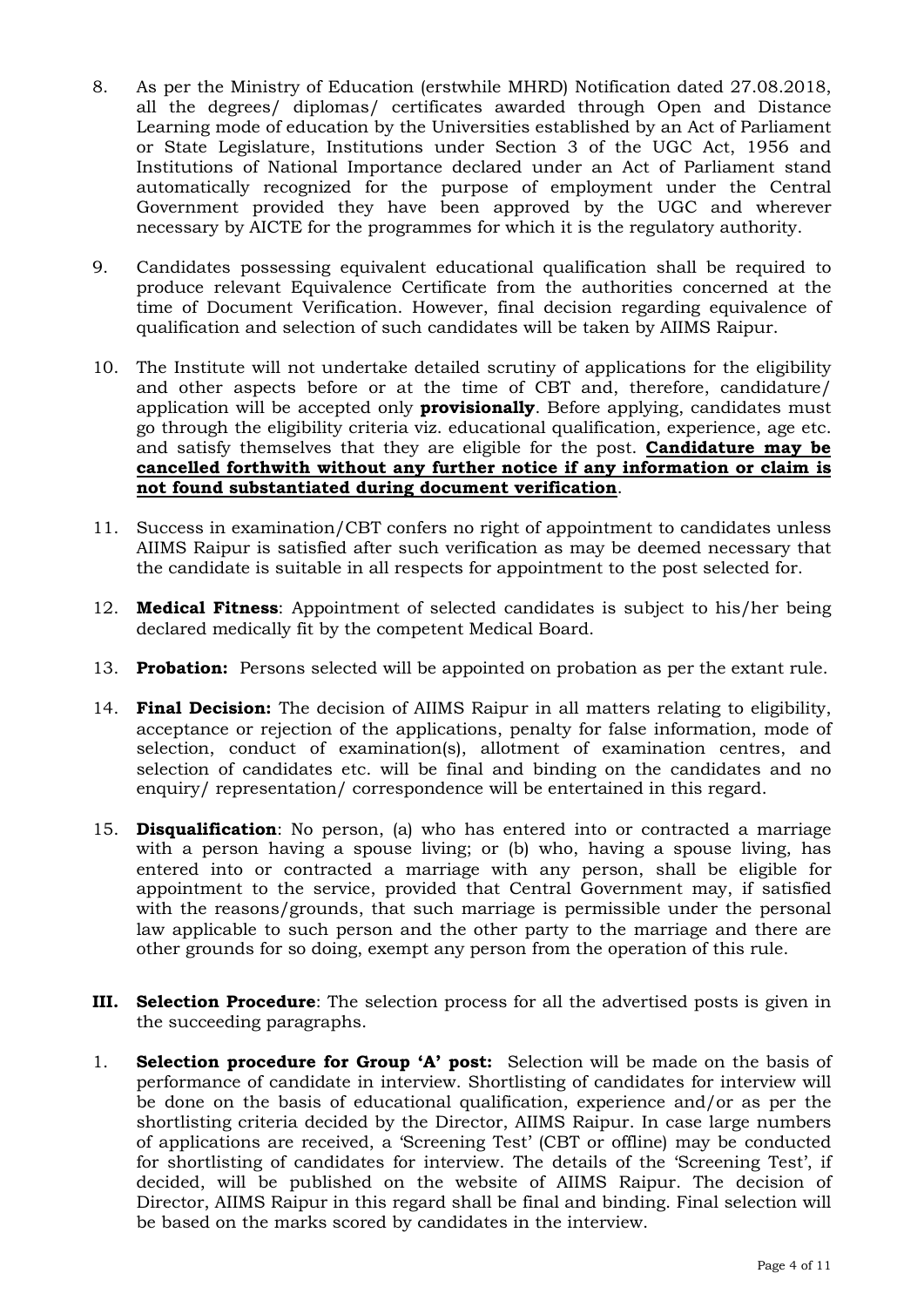8. As per the Ministry of Education (erstwhile MHRD) Notification dated 27.08.2018, all the degrees/ diplomas/ certificates awarded through Open and Distance Learning mode of education by the Universities established by an Act of Parliament or State Legislature, Institutions under Section 3 of the UGC Act, 1956 and Institutions of National Importance declared under an Act of Parliament stand automatically recognized for the purpose of employment under the Central Government provided they have been approved by the UGC and wherever necessary by AICTE for the programmes for which it is the regulatory authority.

9. Candidates possessing equivalent educational qualification shall be required to produce relevant Equivalence Certificate from the authorities concerned at the time of Document Verification. However, final decision regarding equivalence of qualification and selection of such candidates will be taken by AIIMS Raipur.

10. The Institute will not undertake detailed scrutiny of applications for the eligibility and other aspects before or at the time of CBT and, therefore, candidature/ application will be accepted only **provisionally**. Before applying, candidates must go through the eligibility criteria viz. educational qualification, experience, age etc. and satisfy themselves that they are eligible for the post. **Candidature may be cancelled forthwith without any further notice if any information or claim is not found substantiated during document verification**.

11. Success in examination/CBT confers no right of appointment to candidates unless AIIMS Raipur is satisfied after such verification as may be deemed necessary that the candidate is suitable in all respects for appointment to the post selected for.

12. **Medical Fitness**: Appointment of selected candidates is subject to his/her being declared medically fit by the competent Medical Board.

13. **Probation:** Persons selected will be appointed on probation as per the extant rule.

14. **Final Decision:** The decision of AIIMS Raipur in all matters relating to eligibility, acceptance or rejection of the applications, penalty for false information, mode of selection, conduct of examination(s), allotment of examination centres, and selection of candidates etc. will be final and binding on the candidates and no enquiry/ representation/ correspondence will be entertained in this regard.

15. **Disqualification**: No person, (a) who has entered into or contracted a marriage with a person having a spouse living; or (b) who, having a spouse living, has entered into or contracted a marriage with any person, shall be eligible for appointment to the service, provided that Central Government may, if satisfied with the reasons/grounds, that such marriage is permissible under the personal law applicable to such person and the other party to the marriage and there are other grounds for so doing, exempt any person from the operation of this rule.

**III. Selection Procedure**: The selection process for all the advertised posts is given in the succeeding paragraphs.

1. **Selection procedure for Group 'A' post:** Selection will be made on the basis of performance of candidate in interview. Shortlisting of candidates for interview will be done on the basis of educational qualification, experience and/or as per the shortlisting criteria decided by the Director, AIIMS Raipur. In case large numbers of applications are received, a 'Screening Test' (CBT or offline) may be conducted for shortlisting of candidates for interview. The details of the 'Screening Test', if decided, will be published on the website of AIIMS Raipur. The decision of Director, AIIMS Raipur in this regard shall be final and binding. Final selection will be based on the marks scored by candidates in the interview.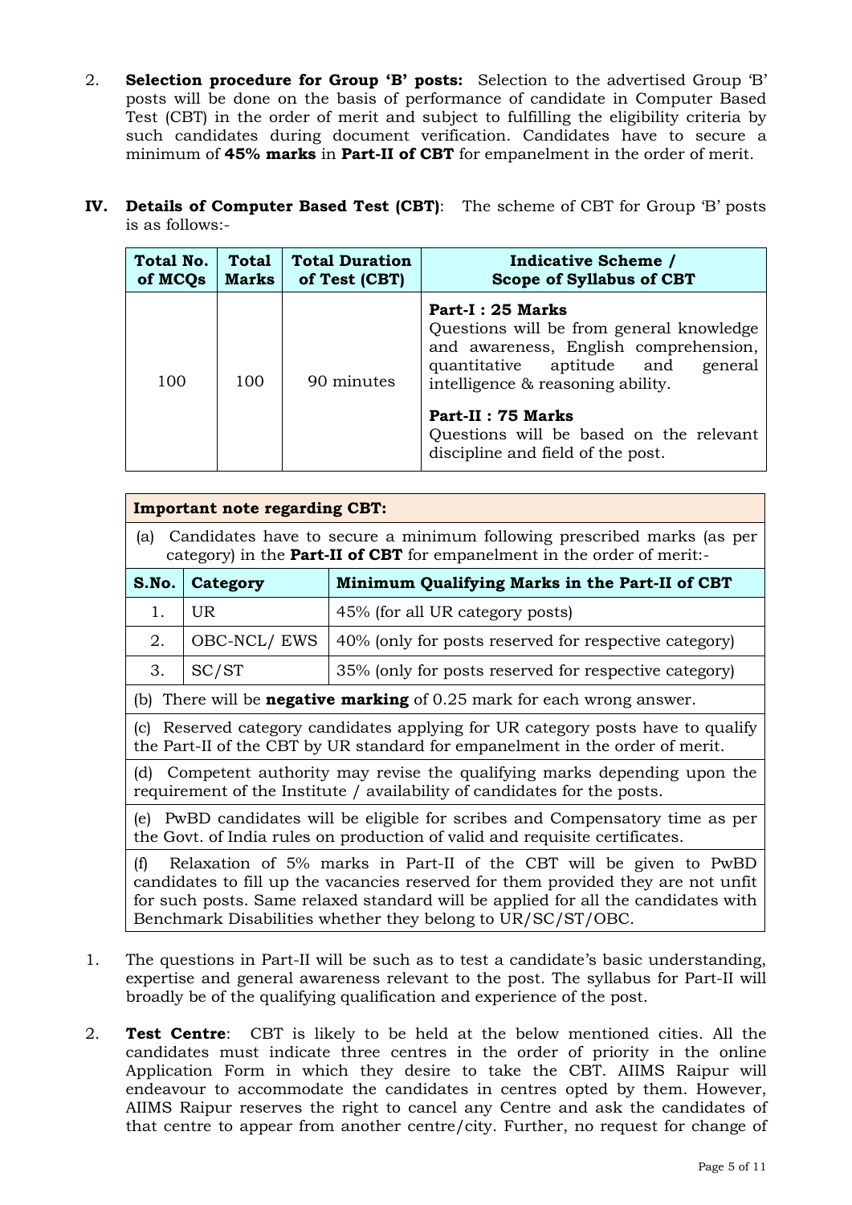2. **Selection procedure for Group 'B' posts:** Selection to the advertised Group 'B' posts will be done on the basis of performance of candidate in Computer Based Test (CBT) in the order of merit and subject to fulfilling the eligibility criteria by such candidates during document verification. Candidates have to secure a minimum of **45% marks** in **Part-II of CBT** for empanelment in the order of merit.

**IV. Details of Computer Based Test (CBT)**: The scheme of CBT for Group 'B' posts is as follows:-

| Total No. of MCQs | Total Marks | Total Duration of Test (CBT) | Indicative Scheme / Scope of Syllabus of CBT |
|---|---|---|---|
| 100 | 100 | 90 minutes | **Part-I : 25 Marks** Questions will be from general knowledge and awareness, English comprehension, quantitative aptitude and general intelligence & reasoning ability. **Part-II : 75 Marks** Questions will be based on the relevant discipline and field of the post. |

**Important note regarding CBT:**

(a) Candidates have to secure a minimum following prescribed marks (as per category) in the **Part-II of CBT** for empanelment in the order of merit:-

| S.No. | Category | Minimum Qualifying Marks in the Part-II of CBT |
|---|---|---|
| 1. | UR | 45% (for all UR category posts) |
| 2. | OBC-NCL/ EWS | 40% (only for posts reserved for respective category) |
| 3. | SC/ST | 35% (only for posts reserved for respective category) |

(b) There will be **negative marking** of 0.25 mark for each wrong answer.

(c) Reserved category candidates applying for UR category posts have to qualify the Part-II of the CBT by UR standard for empanelment in the order of merit.

(d) Competent authority may revise the qualifying marks depending upon the requirement of the Institute / availability of candidates for the posts.

(e) PwBD candidates will be eligible for scribes and Compensatory time as per the Govt. of India rules on production of valid and requisite certificates.

(f) Relaxation of 5% marks in Part-II of the CBT will be given to PwBD candidates to fill up the vacancies reserved for them provided they are not unfit for such posts. Same relaxed standard will be applied for all the candidates with Benchmark Disabilities whether they belong to UR/SC/ST/OBC.

1. The questions in Part-II will be such as to test a candidate's basic understanding, expertise and general awareness relevant to the post. The syllabus for Part-II will broadly be of the qualifying qualification and experience of the post.

2. **Test Centre**: CBT is likely to be held at the below mentioned cities. All the candidates must indicate three centres in the order of priority in the online Application Form in which they desire to take the CBT. AIIMS Raipur will endeavour to accommodate the candidates in centres opted by them. However, AIIMS Raipur reserves the right to cancel any Centre and ask the candidates of that centre to appear from another centre/city. Further, no request for change of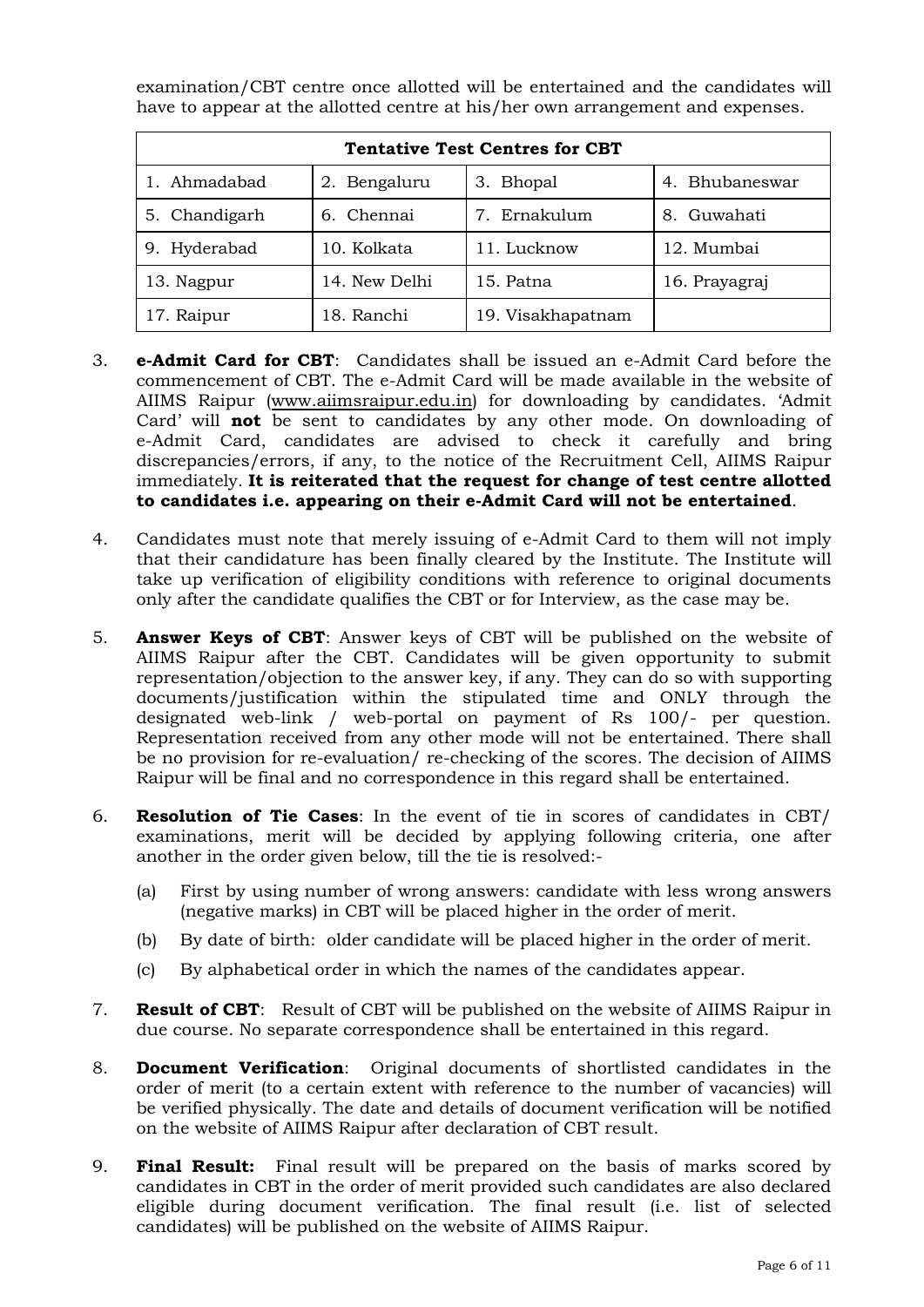examination/CBT centre once allotted will be entertained and the candidates will have to appear at the allotted centre at his/her own arrangement and expenses.

| **Tentative Test Centres for CBT** | | | |
|---|---|---|---|
| 1. Ahmadabad | 2. Bengaluru | 3. Bhopal | 4. Bhubaneswar |
| 5. Chandigarh | 6. Chennai | 7. Ernakulum | 8. Guwahati |
| 9. Hyderabad | 10. Kolkata | 11. Lucknow | 12. Mumbai |
| 13. Nagpur | 14. New Delhi | 15. Patna | 16. Prayagraj |
| 17. Raipur | 18. Ranchi | 19. Visakhapatnam | |

3. **e-Admit Card for CBT**: Candidates shall be issued an e-Admit Card before the commencement of CBT. The e-Admit Card will be made available in the website of AIIMS Raipur (www.aiimsraipur.edu.in) for downloading by candidates. 'Admit Card' will **not** be sent to candidates by any other mode. On downloading of e-Admit Card, candidates are advised to check it carefully and bring discrepancies/errors, if any, to the notice of the Recruitment Cell, AIIMS Raipur immediately. **It is reiterated that the request for change of test centre allotted to candidates i.e. appearing on their e-Admit Card will not be entertained**.

4. Candidates must note that merely issuing of e-Admit Card to them will not imply that their candidature has been finally cleared by the Institute. The Institute will take up verification of eligibility conditions with reference to original documents only after the candidate qualifies the CBT or for Interview, as the case may be.

5. **Answer Keys of CBT**: Answer keys of CBT will be published on the website of AIIMS Raipur after the CBT. Candidates will be given opportunity to submit representation/objection to the answer key, if any. They can do so with supporting documents/justification within the stipulated time and ONLY through the designated web-link / web-portal on payment of Rs 100/- per question. Representation received from any other mode will not be entertained. There shall be no provision for re-evaluation/ re-checking of the scores. The decision of AIIMS Raipur will be final and no correspondence in this regard shall be entertained.

6. **Resolution of Tie Cases**: In the event of tie in scores of candidates in CBT/ examinations, merit will be decided by applying following criteria, one after another in the order given below, till the tie is resolved:-

   (a) First by using number of wrong answers: candidate with less wrong answers (negative marks) in CBT will be placed higher in the order of merit.

   (b) By date of birth: older candidate will be placed higher in the order of merit.

   (c) By alphabetical order in which the names of the candidates appear.

7. **Result of CBT**: Result of CBT will be published on the website of AIIMS Raipur in due course. No separate correspondence shall be entertained in this regard.

8. **Document Verification**: Original documents of shortlisted candidates in the order of merit (to a certain extent with reference to the number of vacancies) will be verified physically. The date and details of document verification will be notified on the website of AIIMS Raipur after declaration of CBT result.

9. **Final Result:** Final result will be prepared on the basis of marks scored by candidates in CBT in the order of merit provided such candidates are also declared eligible during document verification. The final result (i.e. list of selected candidates) will be published on the website of AIIMS Raipur.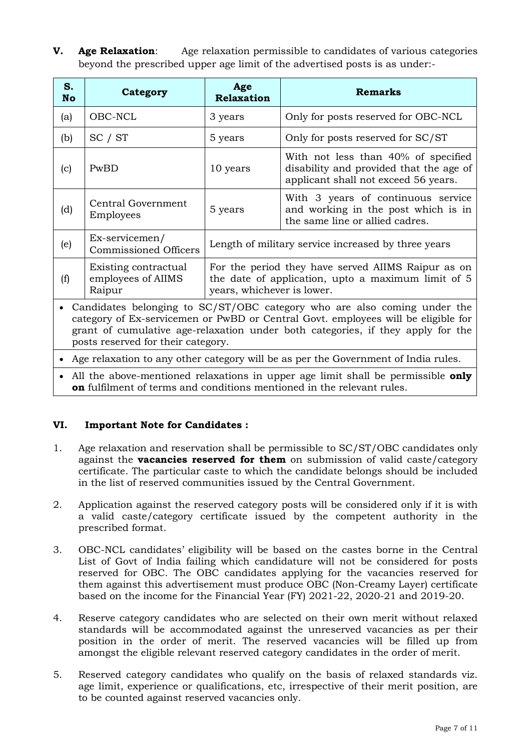**V. Age Relaxation**: Age relaxation permissible to candidates of various categories beyond the prescribed upper age limit of the advertised posts is as under:-

| S. No | Category | Age Relaxation | Remarks |
|---|---|---|---|
| (a) | OBC-NCL | 3 years | Only for posts reserved for OBC-NCL |
| (b) | SC / ST | 5 years | Only for posts reserved for SC/ST |
| (c) | PwBD | 10 years | With not less than 40% of specified disability and provided that the age of applicant shall not exceed 56 years. |
| (d) | Central Government Employees | 5 years | With 3 years of continuous service and working in the post which is in the same line or allied cadres. |
| (e) | Ex-servicemen/ Commissioned Officers | Length of military service increased by three years | |
| (f) | Existing contractual employees of AIIMS Raipur | For the period they have served AIIMS Raipur as on the date of application, upto a maximum limit of 5 years, whichever is lower. | |

- Candidates belonging to SC/ST/OBC category who are also coming under the category of Ex-servicemen or PwBD or Central Govt. employees will be eligible for grant of cumulative age-relaxation under both categories, if they apply for the posts reserved for their category.
- Age relaxation to any other category will be as per the Government of India rules.
- All the above-mentioned relaxations in upper age limit shall be permissible **only on** fulfilment of terms and conditions mentioned in the relevant rules.

**VI. Important Note for Candidates :**

1. Age relaxation and reservation shall be permissible to SC/ST/OBC candidates only against the **vacancies reserved for them** on submission of valid caste/category certificate. The particular caste to which the candidate belongs should be included in the list of reserved communities issued by the Central Government.
2. Application against the reserved category posts will be considered only if it is with a valid caste/category certificate issued by the competent authority in the prescribed format.
3. OBC-NCL candidates' eligibility will be based on the castes borne in the Central List of Govt of India failing which candidature will not be considered for posts reserved for OBC. The OBC candidates applying for the vacancies reserved for them against this advertisement must produce OBC (Non-Creamy Layer) certificate based on the income for the Financial Year (FY) 2021-22, 2020-21 and 2019-20.
4. Reserve category candidates who are selected on their own merit without relaxed standards will be accommodated against the unreserved vacancies as per their position in the order of merit. The reserved vacancies will be filled up from amongst the eligible relevant reserved category candidates in the order of merit.
5. Reserved category candidates who qualify on the basis of relaxed standards viz. age limit, experience or qualifications, etc, irrespective of their merit position, are to be counted against reserved vacancies only.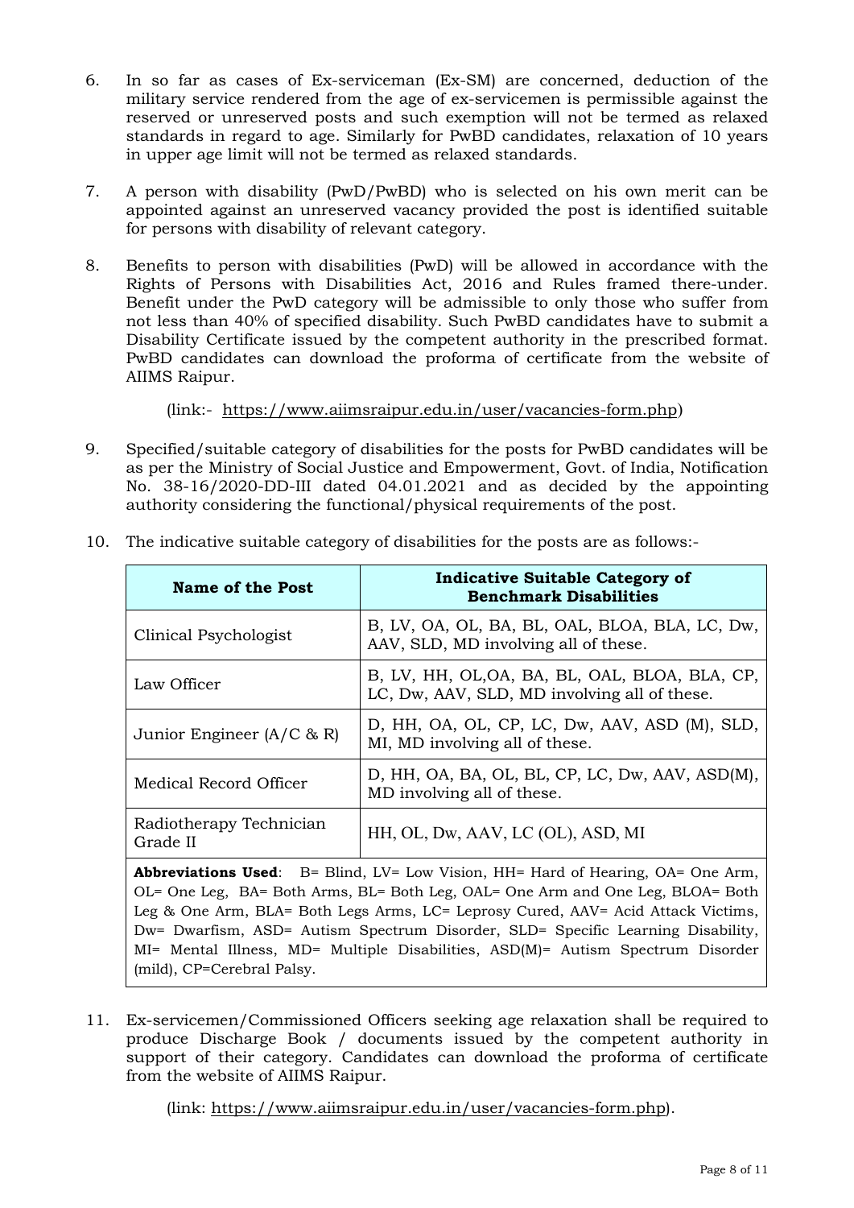6. In so far as cases of Ex-serviceman (Ex-SM) are concerned, deduction of the military service rendered from the age of ex-servicemen is permissible against the reserved or unreserved posts and such exemption will not be termed as relaxed standards in regard to age. Similarly for PwBD candidates, relaxation of 10 years in upper age limit will not be termed as relaxed standards.

7. A person with disability (PwD/PwBD) who is selected on his own merit can be appointed against an unreserved vacancy provided the post is identified suitable for persons with disability of relevant category.

8. Benefits to person with disabilities (PwD) will be allowed in accordance with the Rights of Persons with Disabilities Act, 2016 and Rules framed there-under. Benefit under the PwD category will be admissible to only those who suffer from not less than 40% of specified disability. Such PwBD candidates have to submit a Disability Certificate issued by the competent authority in the prescribed format. PwBD candidates can download the proforma of certificate from the website of AIIMS Raipur.

   (link:- https://www.aiimsraipur.edu.in/user/vacancies-form.php)

9. Specified/suitable category of disabilities for the posts for PwBD candidates will be as per the Ministry of Social Justice and Empowerment, Govt. of India, Notification No. 38-16/2020-DD-III dated 04.01.2021 and as decided by the appointing authority considering the functional/physical requirements of the post.

10. The indicative suitable category of disabilities for the posts are as follows:-

| Name of the Post | Indicative Suitable Category of Benchmark Disabilities |
|---|---|
| Clinical Psychologist | B, LV, OA, OL, BA, BL, OAL, BLOA, BLA, LC, Dw, AAV, SLD, MD involving all of these. |
| Law Officer | B, LV, HH, OL,OA, BA, BL, OAL, BLOA, BLA, CP, LC, Dw, AAV, SLD, MD involving all of these. |
| Junior Engineer (A/C & R) | D, HH, OA, OL, CP, LC, Dw, AAV, ASD (M), SLD, MI, MD involving all of these. |
| Medical Record Officer | D, HH, OA, BA, OL, BL, CP, LC, Dw, AAV, ASD(M), MD involving all of these. |
| Radiotherapy Technician Grade II | HH, OL, Dw, AAV, LC (OL), ASD, MI |

**Abbreviations Used**: B= Blind, LV= Low Vision, HH= Hard of Hearing, OA= One Arm, OL= One Leg, BA= Both Arms, BL= Both Leg, OAL= One Arm and One Leg, BLOA= Both Leg & One Arm, BLA= Both Legs Arms, LC= Leprosy Cured, AAV= Acid Attack Victims, Dw= Dwarfism, ASD= Autism Spectrum Disorder, SLD= Specific Learning Disability, MI= Mental Illness, MD= Multiple Disabilities, ASD(M)= Autism Spectrum Disorder (mild), CP=Cerebral Palsy.

11. Ex-servicemen/Commissioned Officers seeking age relaxation shall be required to produce Discharge Book / documents issued by the competent authority in support of their category. Candidates can download the proforma of certificate from the website of AIIMS Raipur.

    (link: https://www.aiimsraipur.edu.in/user/vacancies-form.php).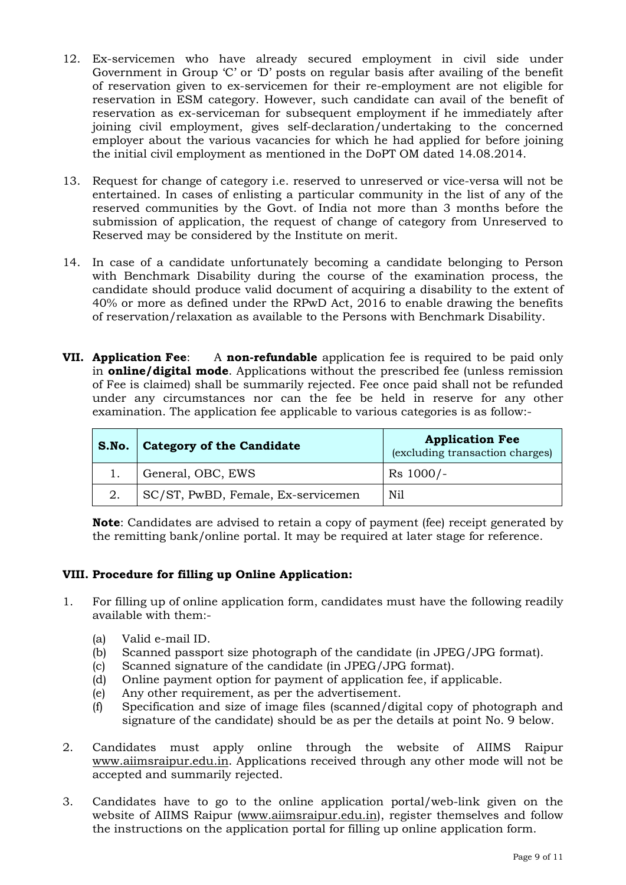12. Ex-servicemen who have already secured employment in civil side under Government in Group 'C' or 'D' posts on regular basis after availing of the benefit of reservation given to ex-servicemen for their re-employment are not eligible for reservation in ESM category. However, such candidate can avail of the benefit of reservation as ex-serviceman for subsequent employment if he immediately after joining civil employment, gives self-declaration/undertaking to the concerned employer about the various vacancies for which he had applied for before joining the initial civil employment as mentioned in the DoPT OM dated 14.08.2014.

13. Request for change of category i.e. reserved to unreserved or vice-versa will not be entertained. In cases of enlisting a particular community in the list of any of the reserved communities by the Govt. of India not more than 3 months before the submission of application, the request of change of category from Unreserved to Reserved may be considered by the Institute on merit.

14. In case of a candidate unfortunately becoming a candidate belonging to Person with Benchmark Disability during the course of the examination process, the candidate should produce valid document of acquiring a disability to the extent of 40% or more as defined under the RPwD Act, 2016 to enable drawing the benefits of reservation/relaxation as available to the Persons with Benchmark Disability.

**VII. Application Fee**: A **non-refundable** application fee is required to be paid only in **online/digital mode**. Applications without the prescribed fee (unless remission of Fee is claimed) shall be summarily rejected. Fee once paid shall not be refunded under any circumstances nor can the fee be held in reserve for any other examination. The application fee applicable to various categories is as follow:-

| S.No. | Category of the Candidate | Application Fee (excluding transaction charges) |
|---|---|---|
| 1. | General, OBC, EWS | Rs 1000/- |
| 2. | SC/ST, PwBD, Female, Ex-servicemen | Nil |

**Note**: Candidates are advised to retain a copy of payment (fee) receipt generated by the remitting bank/online portal. It may be required at later stage for reference.

**VIII. Procedure for filling up Online Application:**

1. For filling up of online application form, candidates must have the following readily available with them:-
   (a) Valid e-mail ID.
   (b) Scanned passport size photograph of the candidate (in JPEG/JPG format).
   (c) Scanned signature of the candidate (in JPEG/JPG format).
   (d) Online payment option for payment of application fee, if applicable.
   (e) Any other requirement, as per the advertisement.
   (f) Specification and size of image files (scanned/digital copy of photograph and signature of the candidate) should be as per the details at point No. 9 below.

2. Candidates must apply online through the website of AIIMS Raipur www.aiimsraipur.edu.in. Applications received through any other mode will not be accepted and summarily rejected.

3. Candidates have to go to the online application portal/web-link given on the website of AIIMS Raipur (www.aiimsraipur.edu.in), register themselves and follow the instructions on the application portal for filling up online application form.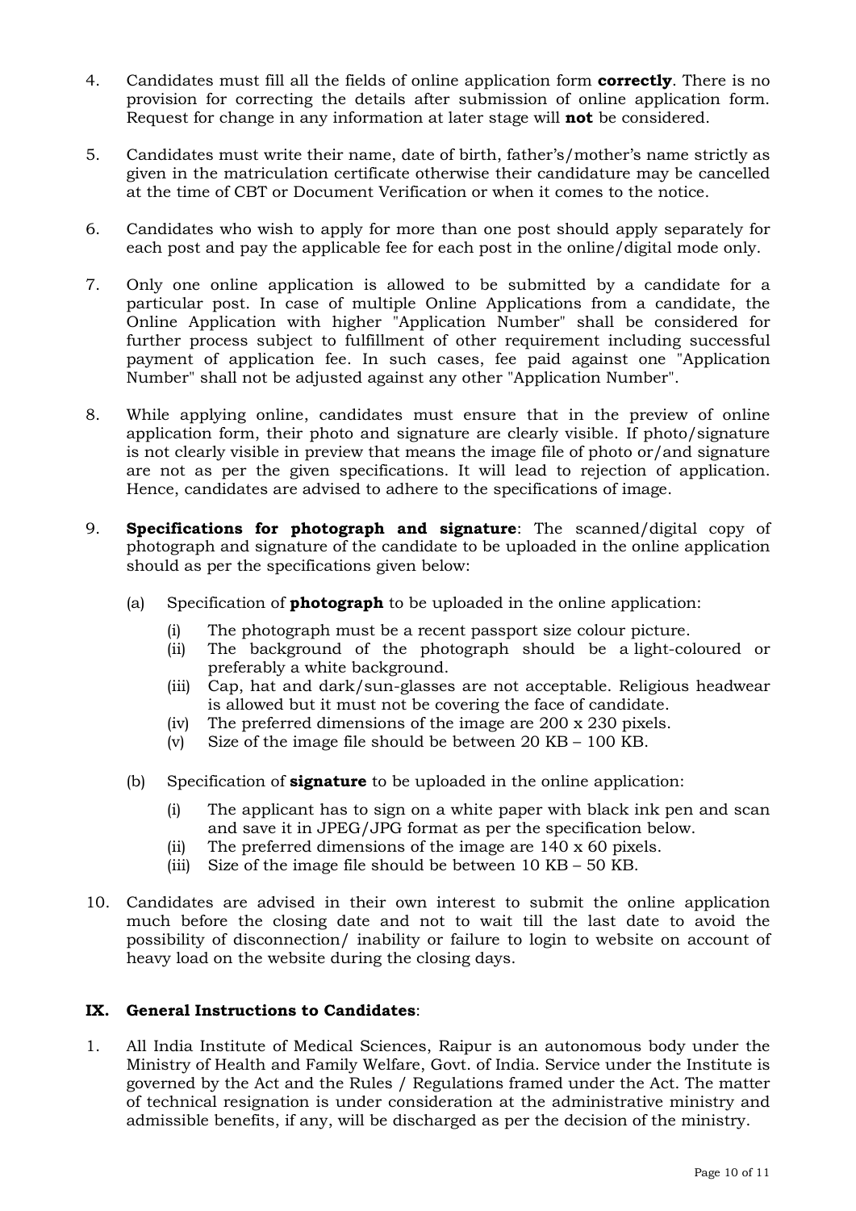4. Candidates must fill all the fields of online application form **correctly**. There is no provision for correcting the details after submission of online application form. Request for change in any information at later stage will **not** be considered.

5. Candidates must write their name, date of birth, father's/mother's name strictly as given in the matriculation certificate otherwise their candidature may be cancelled at the time of CBT or Document Verification or when it comes to the notice.

6. Candidates who wish to apply for more than one post should apply separately for each post and pay the applicable fee for each post in the online/digital mode only.

7. Only one online application is allowed to be submitted by a candidate for a particular post. In case of multiple Online Applications from a candidate, the Online Application with higher "Application Number" shall be considered for further process subject to fulfillment of other requirement including successful payment of application fee. In such cases, fee paid against one "Application Number" shall not be adjusted against any other "Application Number".

8. While applying online, candidates must ensure that in the preview of online application form, their photo and signature are clearly visible. If photo/signature is not clearly visible in preview that means the image file of photo or/and signature are not as per the given specifications. It will lead to rejection of application. Hence, candidates are advised to adhere to the specifications of image.

9. **Specifications for photograph and signature**: The scanned/digital copy of photograph and signature of the candidate to be uploaded in the online application should as per the specifications given below:

   (a) Specification of **photograph** to be uploaded in the online application:

      (i) The photograph must be a recent passport size colour picture.
      (ii) The background of the photograph should be a light-coloured or preferably a white background.
      (iii) Cap, hat and dark/sun-glasses are not acceptable. Religious headwear is allowed but it must not be covering the face of candidate.
      (iv) The preferred dimensions of the image are 200 x 230 pixels.
      (v) Size of the image file should be between 20 KB – 100 KB.

   (b) Specification of **signature** to be uploaded in the online application:

      (i) The applicant has to sign on a white paper with black ink pen and scan and save it in JPEG/JPG format as per the specification below.
      (ii) The preferred dimensions of the image are 140 x 60 pixels.
      (iii) Size of the image file should be between 10 KB – 50 KB.

10. Candidates are advised in their own interest to submit the online application much before the closing date and not to wait till the last date to avoid the possibility of disconnection/ inability or failure to login to website on account of heavy load on the website during the closing days.

## IX. General Instructions to Candidates:

1. All India Institute of Medical Sciences, Raipur is an autonomous body under the Ministry of Health and Family Welfare, Govt. of India. Service under the Institute is governed by the Act and the Rules / Regulations framed under the Act. The matter of technical resignation is under consideration at the administrative ministry and admissible benefits, if any, will be discharged as per the decision of the ministry.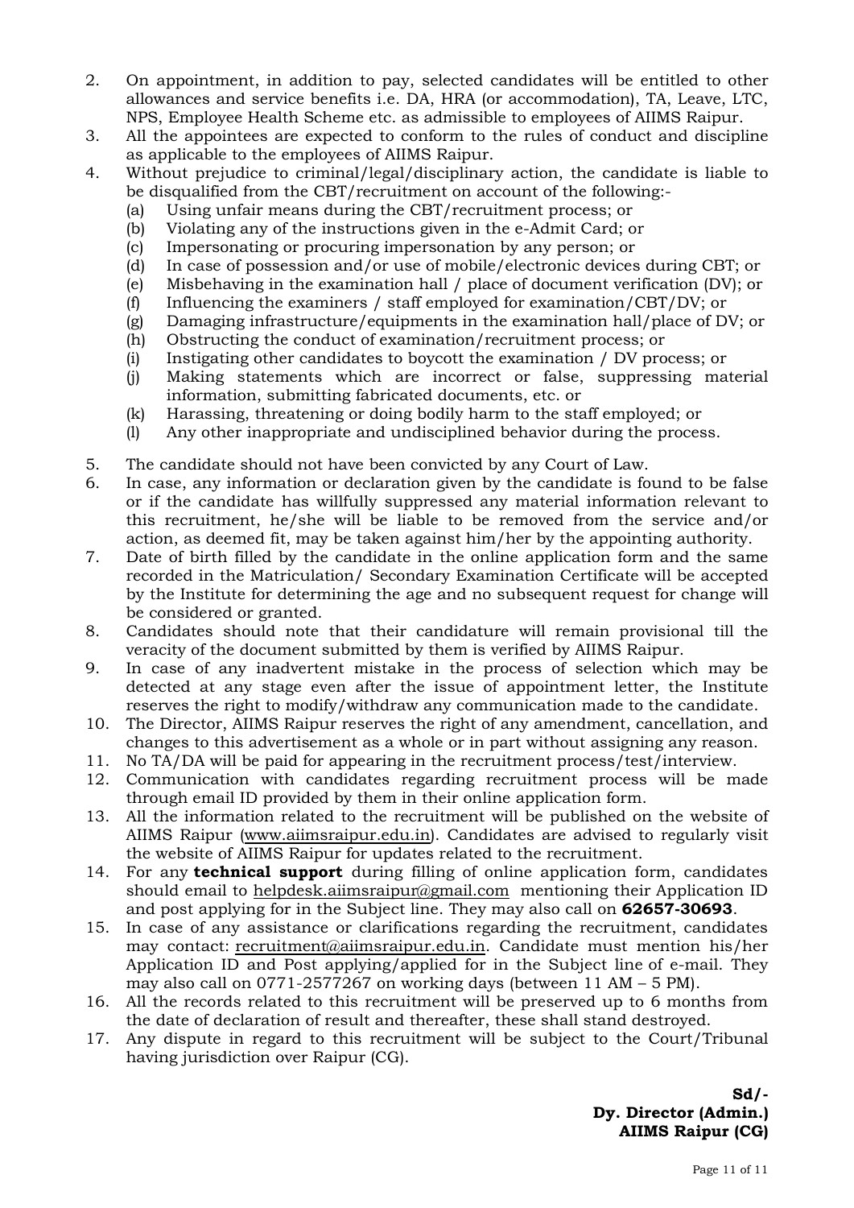2. On appointment, in addition to pay, selected candidates will be entitled to other allowances and service benefits i.e. DA, HRA (or accommodation), TA, Leave, LTC, NPS, Employee Health Scheme etc. as admissible to employees of AIIMS Raipur.
3. All the appointees are expected to conform to the rules of conduct and discipline as applicable to the employees of AIIMS Raipur.
4. Without prejudice to criminal/legal/disciplinary action, the candidate is liable to be disqualified from the CBT/recruitment on account of the following:-
   (a) Using unfair means during the CBT/recruitment process; or
   (b) Violating any of the instructions given in the e-Admit Card; or
   (c) Impersonating or procuring impersonation by any person; or
   (d) In case of possession and/or use of mobile/electronic devices during CBT; or
   (e) Misbehaving in the examination hall / place of document verification (DV); or
   (f) Influencing the examiners / staff employed for examination/CBT/DV; or
   (g) Damaging infrastructure/equipments in the examination hall/place of DV; or
   (h) Obstructing the conduct of examination/recruitment process; or
   (i) Instigating other candidates to boycott the examination / DV process; or
   (j) Making statements which are incorrect or false, suppressing material information, submitting fabricated documents, etc. or
   (k) Harassing, threatening or doing bodily harm to the staff employed; or
   (l) Any other inappropriate and undisciplined behavior during the process.
5. The candidate should not have been convicted by any Court of Law.
6. In case, any information or declaration given by the candidate is found to be false or if the candidate has willfully suppressed any material information relevant to this recruitment, he/she will be liable to be removed from the service and/or action, as deemed fit, may be taken against him/her by the appointing authority.
7. Date of birth filled by the candidate in the online application form and the same recorded in the Matriculation/ Secondary Examination Certificate will be accepted by the Institute for determining the age and no subsequent request for change will be considered or granted.
8. Candidates should note that their candidature will remain provisional till the veracity of the document submitted by them is verified by AIIMS Raipur.
9. In case of any inadvertent mistake in the process of selection which may be detected at any stage even after the issue of appointment letter, the Institute reserves the right to modify/withdraw any communication made to the candidate.
10. The Director, AIIMS Raipur reserves the right of any amendment, cancellation, and changes to this advertisement as a whole or in part without assigning any reason.
11. No TA/DA will be paid for appearing in the recruitment process/test/interview.
12. Communication with candidates regarding recruitment process will be made through email ID provided by them in their online application form.
13. All the information related to the recruitment will be published on the website of AIIMS Raipur (www.aiimsraipur.edu.in). Candidates are advised to regularly visit the website of AIIMS Raipur for updates related to the recruitment.
14. For any **technical support** during filling of online application form, candidates should email to helpdesk.aiimsraipur@gmail.com mentioning their Application ID and post applying for in the Subject line. They may also call on **62657-30693**.
15. In case of any assistance or clarifications regarding the recruitment, candidates may contact: recruitment@aiimsraipur.edu.in. Candidate must mention his/her Application ID and Post applying/applied for in the Subject line of e-mail. They may also call on 0771-2577267 on working days (between 11 AM – 5 PM).
16. All the records related to this recruitment will be preserved up to 6 months from the date of declaration of result and thereafter, these shall stand destroyed.
17. Any dispute in regard to this recruitment will be subject to the Court/Tribunal having jurisdiction over Raipur (CG).

**Sd/-**
**Dy. Director (Admin.)**
**AIIMS Raipur (CG)**